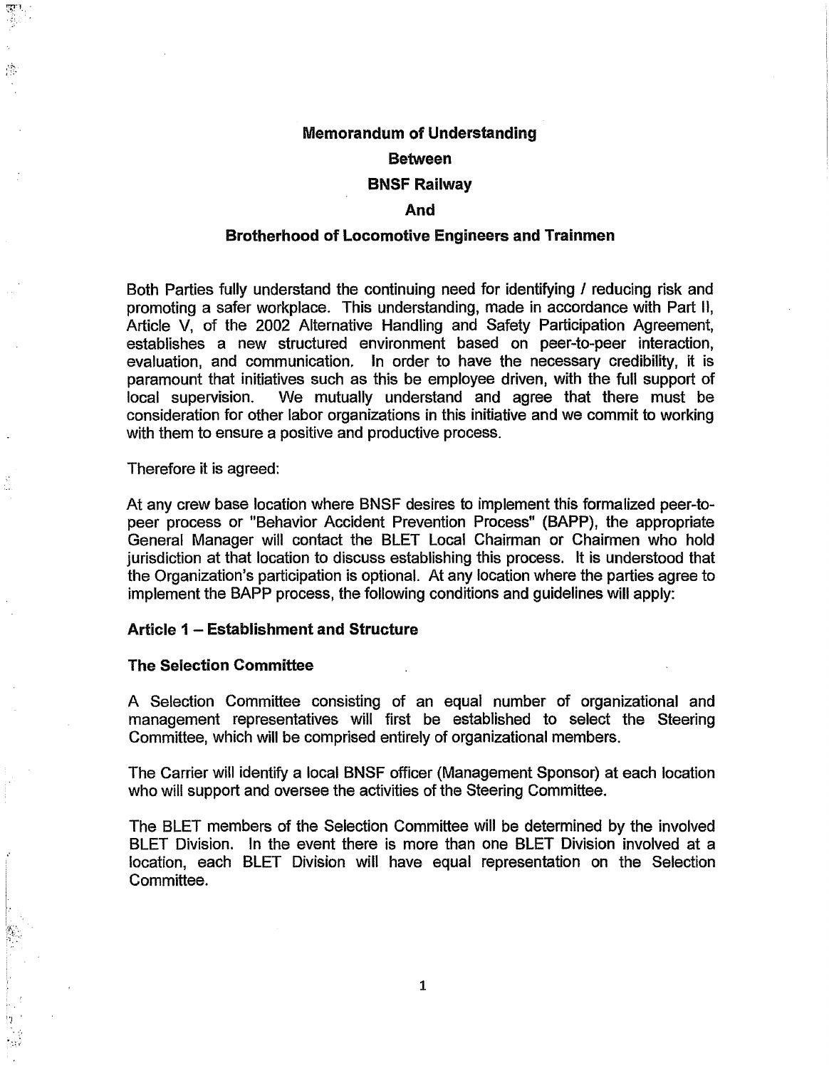# Memorandum of Understanding

## Between

## BNSF Railway

## And

## Brotherhood of Locomotive Engineers and Trainmen

Both Parties fully understand the continuing need for identifying / reducing risk and promoting a safer workplace. This understanding, made in accordance with Part II, Article V, of the 2002 Alternative Handling and Safety Participation Agreement, establishes a new structured environment based on peer-to-peer interaction, evaluation, and communication. In order to have the necessary credibility, it is paramount that initiatives such as this be employee driven, with the full support of local supervision. We mutually understand and agree that there must be consideration for other labor organizations in this initiative and we commit to working with them to ensure a positive and productive process.

Therefore it is agreed:

At any crew base location where BNSF desires to implement this formalized peer-to-peer process or "Behavior Accident Prevention Process" (BAPP), the appropriate General Manager will contact the BLET Local Chairman or Chairmen who hold jurisdiction at that location to discuss establishing this process. It is understood that the Organization's participation is optional. At any location where the parties agree to implement the BAPP process, the following conditions and guidelines will apply:

### Article 1 – Establishment and Structure

#### The Selection Committee

A Selection Committee consisting of an equal number of organizational and management representatives will first be established to select the Steering Committee, which will be comprised entirely of organizational members.

The Carrier will identify a local BNSF officer (Management Sponsor) at each location who will support and oversee the activities of the Steering Committee.

The BLET members of the Selection Committee will be determined by the involved BLET Division. In the event there is more than one BLET Division involved at a location, each BLET Division will have equal representation on the Selection Committee.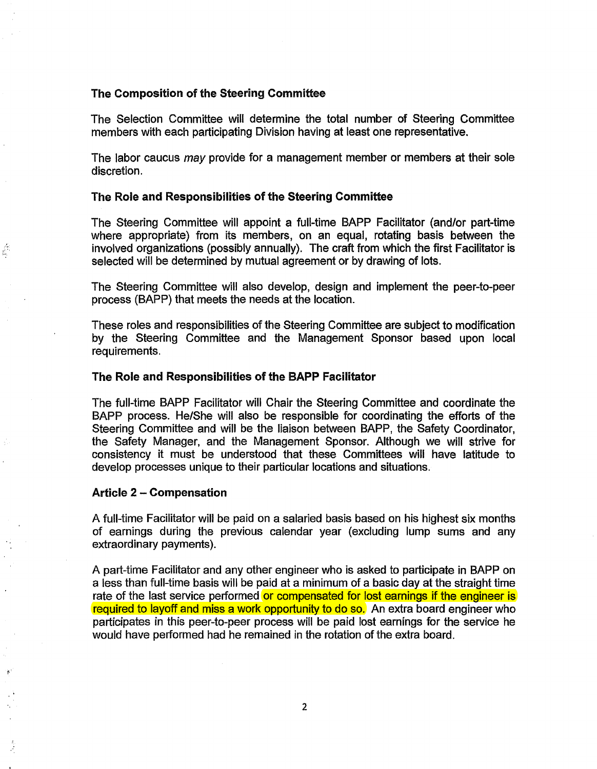### The Composition of the Steering Committee

The Selection Committee will determine the total number of Steering Committee members with each participating Division having at least one representative.

The labor caucus *may* provide for a management member or members at their sole discretion.

### The Role and Responsibilities of the Steering Committee

The Steering Committee will appoint a full-time BAPP Facilitator (and/or part-time where appropriate) from its members, on an equal, rotating basis between the involved organizations (possibly annually). The craft from which the first Facilitator is selected will be determined by mutual agreement or by drawing of lots.

The Steering Committee will also develop, design and implement the peer-to-peer process (BAPP) that meets the needs at the location.

These roles and responsibilities of the Steering Committee are subject to modification by the Steering Committee and the Management Sponsor based upon local requirements.

### The Role and Responsibilities of the BAPP Facilitator

The full-time BAPP Facilitator will Chair the Steering Committee and coordinate the BAPP process. He/She will also be responsible for coordinating the efforts of the Steering Committee and will be the liaison between BAPP, the Safety Coordinator, the Safety Manager, and the Management Sponsor. Although we will strive for consistency it must be understood that these Committees will have latitude to develop processes unique to their particular locations and situations.

### Article 2 – Compensation

A full-time Facilitator will be paid on a salaried basis based on his highest six months of earnings during the previous calendar year (excluding lump sums and any extraordinary payments).

A part-time Facilitator and any other engineer who is asked to participate in BAPP on a less than full-time basis will be paid at a minimum of a basic day at the straight time rate of the last service performed or compensated for lost earnings if the engineer is required to layoff and miss a work opportunity to do so. An extra board engineer who participates in this peer-to-peer process will be paid lost earnings for the service he would have performed had he remained in the rotation of the extra board.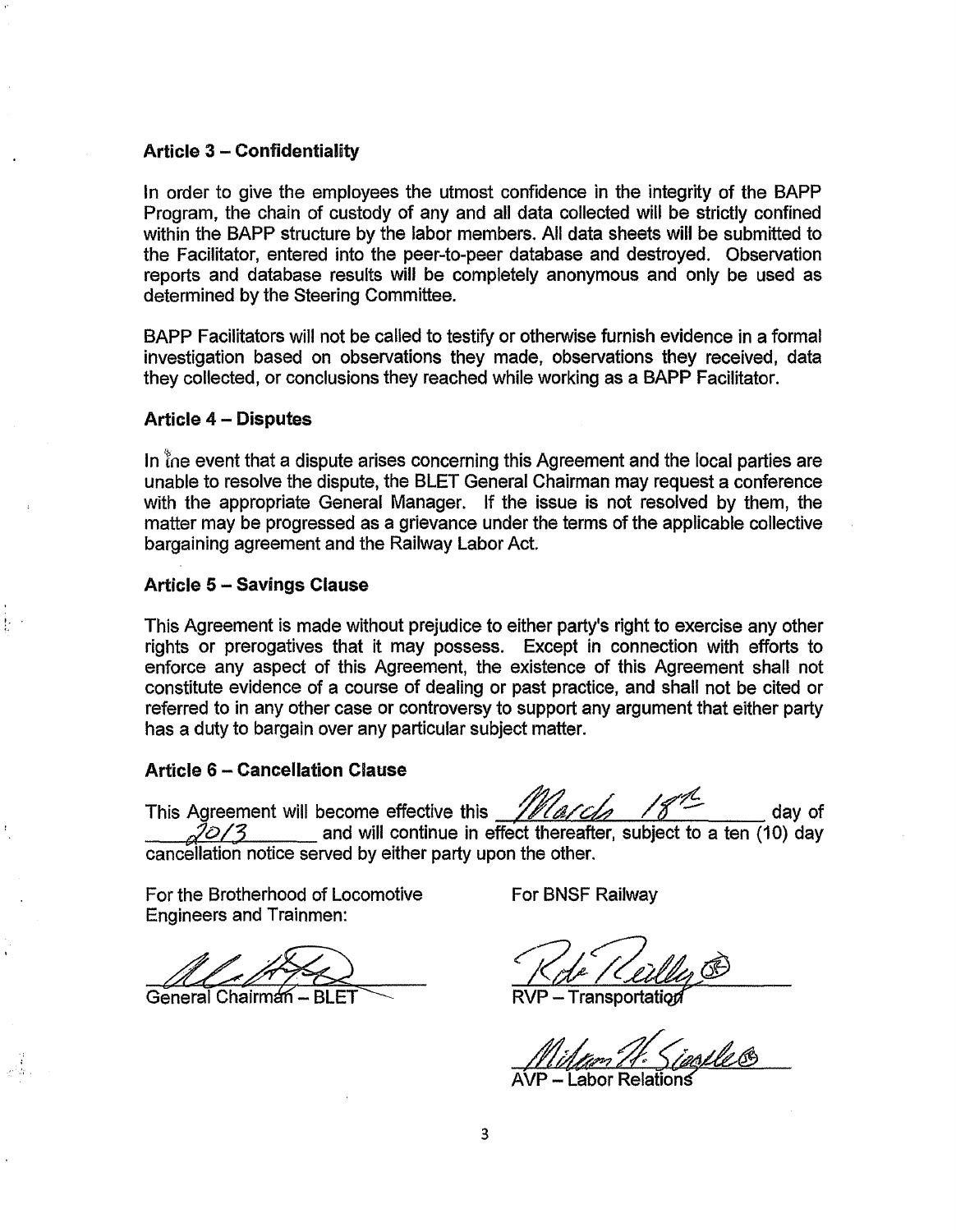### Article 3 – Confidentiality

In order to give the employees the utmost confidence in the integrity of the BAPP Program, the chain of custody of any and all data collected will be strictly confined within the BAPP structure by the labor members. All data sheets will be submitted to the Facilitator, entered into the peer-to-peer database and destroyed. Observation reports and database results will be completely anonymous and only be used as determined by the Steering Committee.

BAPP Facilitators will not be called to testify or otherwise furnish evidence in a formal investigation based on observations they made, observations they received, data they collected, or conclusions they reached while working as a BAPP Facilitator.

### Article 4 – Disputes

In the event that a dispute arises concerning this Agreement and the local parties are unable to resolve the dispute, the BLET General Chairman may request a conference with the appropriate General Manager. If the issue is not resolved by them, the matter may be progressed as a grievance under the terms of the applicable collective bargaining agreement and the Railway Labor Act.

### Article 5 – Savings Clause

This Agreement is made without prejudice to either party's right to exercise any other rights or prerogatives that it may possess. Except in connection with efforts to enforce any aspect of this Agreement, the existence of this Agreement shall not constitute evidence of a course of dealing or past practice, and shall not be cited or referred to in any other case or controversy to support any argument that either party has a duty to bargain over any particular subject matter.

### Article 6 – Cancellation Clause

This Agreement will become effective this *March 18th* day of *2013* and will continue in effect thereafter, subject to a ten (10) day cancellation notice served by either party upon the other.

For the Brotherhood of Locomotive Engineers and Trainmen:

General Chairman – BLET

For BNSF Railway

RVP – Transportation

AVP – Labor Relations